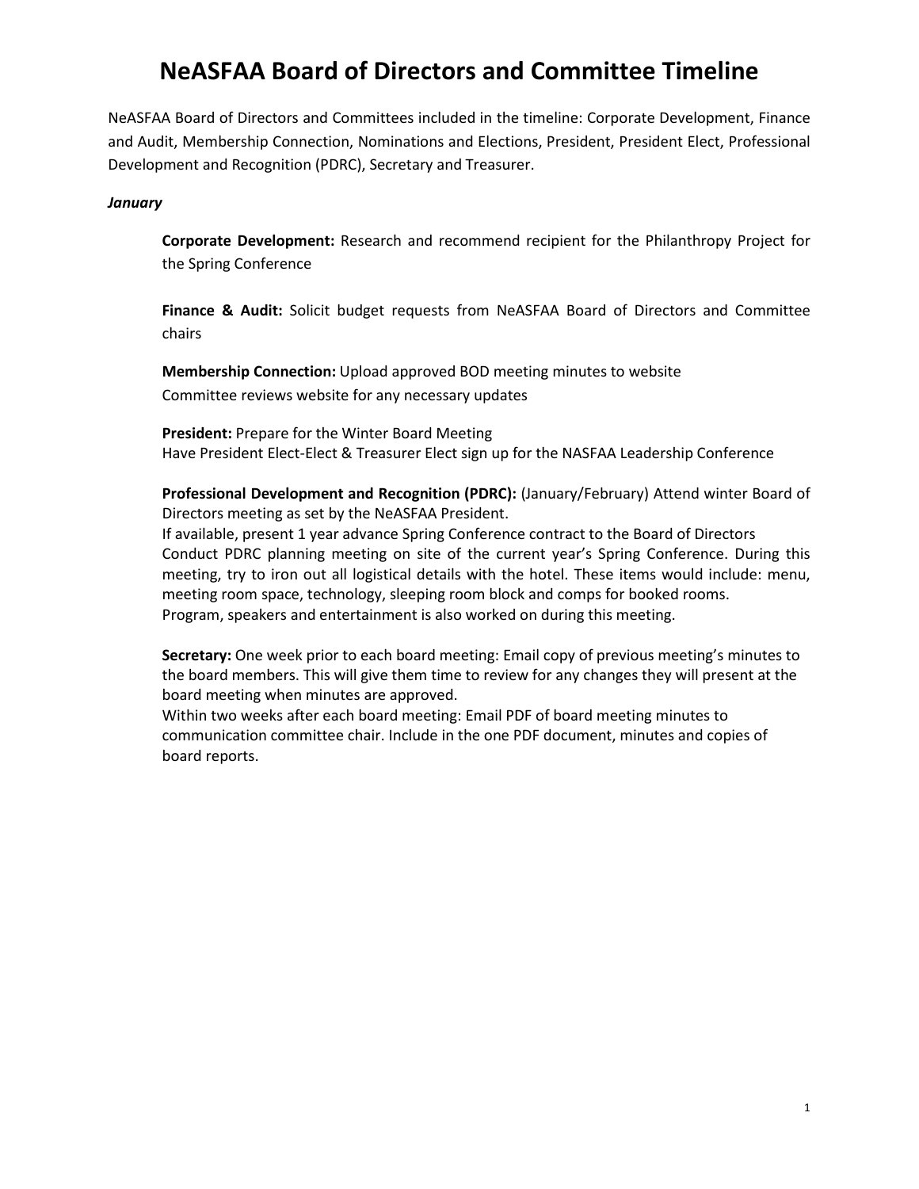# NeASFAA Board of Directors and Committee Timeline

NeASFAA Board of Directors and Committees included in the timeline: Corporate Development, Finance and Audit, Membership Connection, Nominations and Elections, President, President Elect, Professional Development and Recognition (PDRC), Secretary and Treasurer.

***January***

**Corporate Development:** Research and recommend recipient for the Philanthropy Project for the Spring Conference

**Finance & Audit:** Solicit budget requests from NeASFAA Board of Directors and Committee chairs

**Membership Connection:** Upload approved BOD meeting minutes to website
Committee reviews website for any necessary updates

**President:** Prepare for the Winter Board Meeting
Have President Elect-Elect & Treasurer Elect sign up for the NASFAA Leadership Conference

**Professional Development and Recognition (PDRC):** (January/February) Attend winter Board of Directors meeting as set by the NeASFAA President.
If available, present 1 year advance Spring Conference contract to the Board of Directors
Conduct PDRC planning meeting on site of the current year's Spring Conference. During this meeting, try to iron out all logistical details with the hotel. These items would include: menu, meeting room space, technology, sleeping room block and comps for booked rooms.
Program, speakers and entertainment is also worked on during this meeting.

**Secretary:** One week prior to each board meeting: Email copy of previous meeting's minutes to the board members. This will give them time to review for any changes they will present at the board meeting when minutes are approved.
Within two weeks after each board meeting: Email PDF of board meeting minutes to communication committee chair. Include in the one PDF document, minutes and copies of board reports.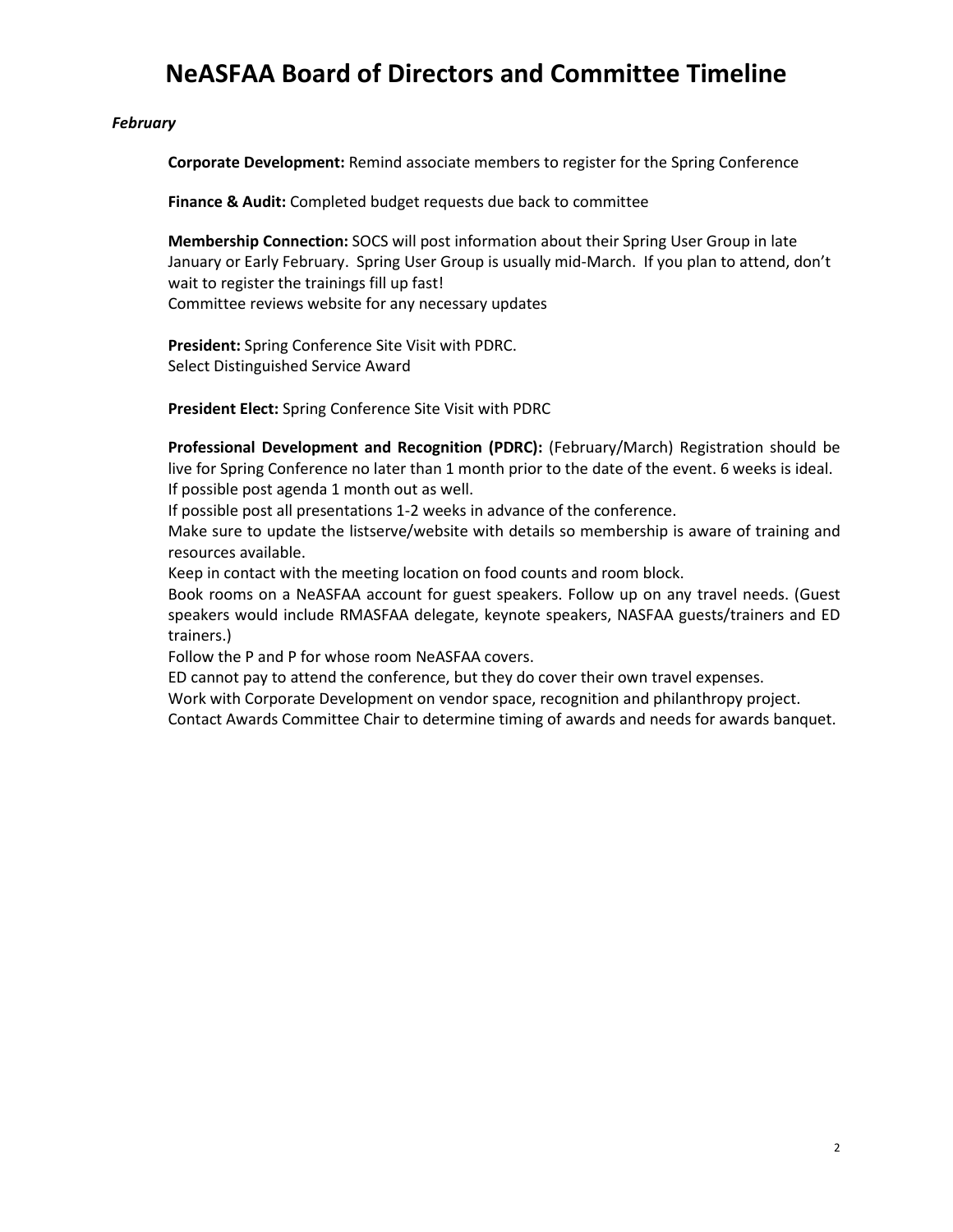# NeASFAA Board of Directors and Committee Timeline

***February***

**Corporate Development:** Remind associate members to register for the Spring Conference

**Finance & Audit:** Completed budget requests due back to committee

**Membership Connection:** SOCS will post information about their Spring User Group in late January or Early February. Spring User Group is usually mid-March. If you plan to attend, don't wait to register the trainings fill up fast!
Committee reviews website for any necessary updates

**President:** Spring Conference Site Visit with PDRC.
Select Distinguished Service Award

**President Elect:** Spring Conference Site Visit with PDRC

**Professional Development and Recognition (PDRC):** (February/March) Registration should be live for Spring Conference no later than 1 month prior to the date of the event. 6 weeks is ideal.
If possible post agenda 1 month out as well.
If possible post all presentations 1-2 weeks in advance of the conference.
Make sure to update the listserve/website with details so membership is aware of training and resources available.
Keep in contact with the meeting location on food counts and room block.
Book rooms on a NeASFAA account for guest speakers. Follow up on any travel needs. (Guest speakers would include RMASFAA delegate, keynote speakers, NASFAA guests/trainers and ED trainers.)
Follow the P and P for whose room NeASFAA covers.
ED cannot pay to attend the conference, but they do cover their own travel expenses.
Work with Corporate Development on vendor space, recognition and philanthropy project.
Contact Awards Committee Chair to determine timing of awards and needs for awards banquet.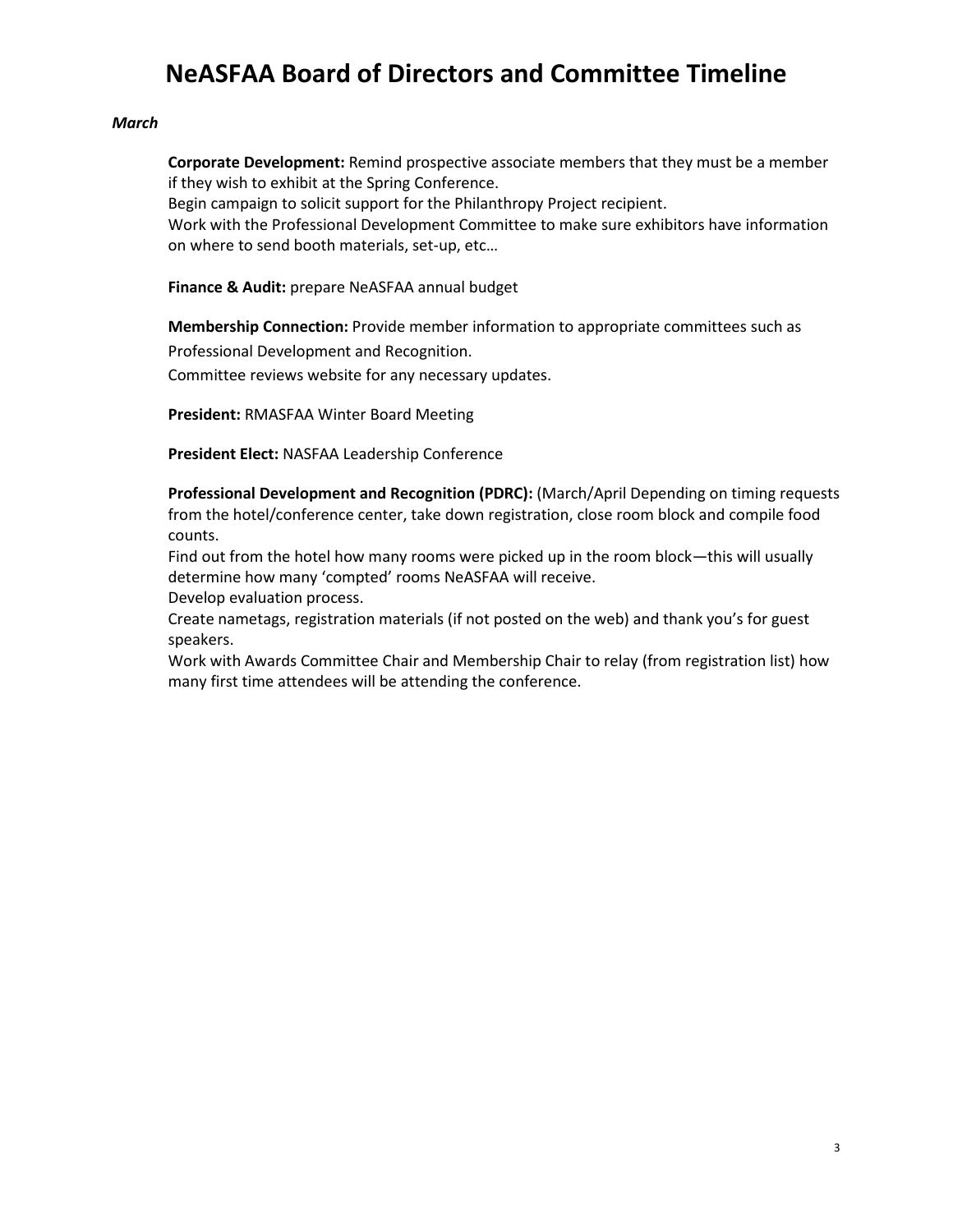# NeASFAA Board of Directors and Committee Timeline

***March***

**Corporate Development:** Remind prospective associate members that they must be a member if they wish to exhibit at the Spring Conference.
Begin campaign to solicit support for the Philanthropy Project recipient.
Work with the Professional Development Committee to make sure exhibitors have information on where to send booth materials, set-up, etc…

**Finance & Audit:** prepare NeASFAA annual budget

**Membership Connection:** Provide member information to appropriate committees such as Professional Development and Recognition.
Committee reviews website for any necessary updates.

**President:** RMASFAA Winter Board Meeting

**President Elect:** NASFAA Leadership Conference

**Professional Development and Recognition (PDRC):** (March/April Depending on timing requests from the hotel/conference center, take down registration, close room block and compile food counts.
Find out from the hotel how many rooms were picked up in the room block—this will usually determine how many 'compted' rooms NeASFAA will receive.
Develop evaluation process.
Create nametags, registration materials (if not posted on the web) and thank you's for guest speakers.
Work with Awards Committee Chair and Membership Chair to relay (from registration list) how many first time attendees will be attending the conference.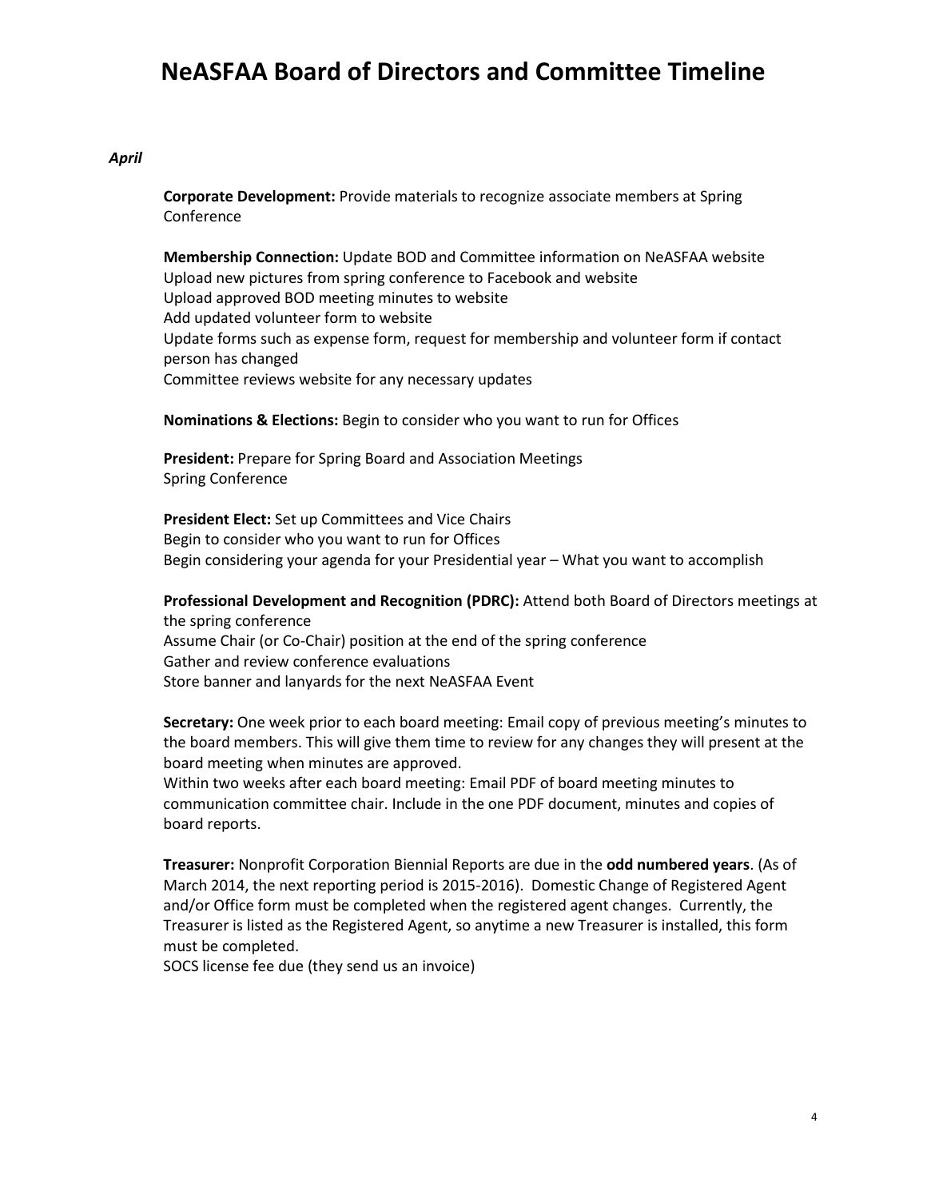# NeASFAA Board of Directors and Committee Timeline

***April***

**Corporate Development:** Provide materials to recognize associate members at Spring Conference

**Membership Connection:** Update BOD and Committee information on NeASFAA website
Upload new pictures from spring conference to Facebook and website
Upload approved BOD meeting minutes to website
Add updated volunteer form to website
Update forms such as expense form, request for membership and volunteer form if contact person has changed
Committee reviews website for any necessary updates

**Nominations & Elections:** Begin to consider who you want to run for Offices

**President:** Prepare for Spring Board and Association Meetings
Spring Conference

**President Elect:** Set up Committees and Vice Chairs
Begin to consider who you want to run for Offices
Begin considering your agenda for your Presidential year – What you want to accomplish

**Professional Development and Recognition (PDRC):** Attend both Board of Directors meetings at the spring conference
Assume Chair (or Co-Chair) position at the end of the spring conference
Gather and review conference evaluations
Store banner and lanyards for the next NeASFAA Event

**Secretary:** One week prior to each board meeting: Email copy of previous meeting's minutes to the board members. This will give them time to review for any changes they will present at the board meeting when minutes are approved.
Within two weeks after each board meeting: Email PDF of board meeting minutes to communication committee chair. Include in the one PDF document, minutes and copies of board reports.

**Treasurer:** Nonprofit Corporation Biennial Reports are due in the **odd numbered years**. (As of March 2014, the next reporting period is 2015-2016). Domestic Change of Registered Agent and/or Office form must be completed when the registered agent changes. Currently, the Treasurer is listed as the Registered Agent, so anytime a new Treasurer is installed, this form must be completed.
SOCS license fee due (they send us an invoice)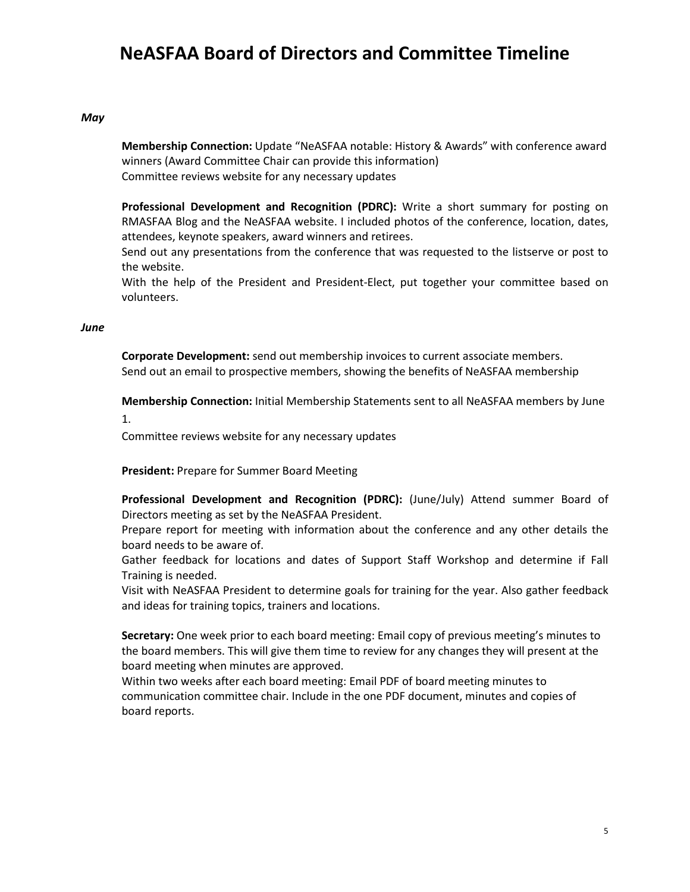# NeASFAA Board of Directors and Committee Timeline

***May***

**Membership Connection:** Update "NeASFAA notable: History & Awards" with conference award winners (Award Committee Chair can provide this information)
Committee reviews website for any necessary updates

**Professional Development and Recognition (PDRC):** Write a short summary for posting on RMASFAA Blog and the NeASFAA website. I included photos of the conference, location, dates, attendees, keynote speakers, award winners and retirees.
Send out any presentations from the conference that was requested to the listserve or post to the website.
With the help of the President and President-Elect, put together your committee based on volunteers.

***June***

**Corporate Development:** send out membership invoices to current associate members.
Send out an email to prospective members, showing the benefits of NeASFAA membership

**Membership Connection:** Initial Membership Statements sent to all NeASFAA members by June 1.
Committee reviews website for any necessary updates

**President:** Prepare for Summer Board Meeting

**Professional Development and Recognition (PDRC):** (June/July) Attend summer Board of Directors meeting as set by the NeASFAA President.
Prepare report for meeting with information about the conference and any other details the board needs to be aware of.
Gather feedback for locations and dates of Support Staff Workshop and determine if Fall Training is needed.
Visit with NeASFAA President to determine goals for training for the year. Also gather feedback and ideas for training topics, trainers and locations.

**Secretary:** One week prior to each board meeting: Email copy of previous meeting's minutes to the board members. This will give them time to review for any changes they will present at the board meeting when minutes are approved.
Within two weeks after each board meeting: Email PDF of board meeting minutes to communication committee chair. Include in the one PDF document, minutes and copies of board reports.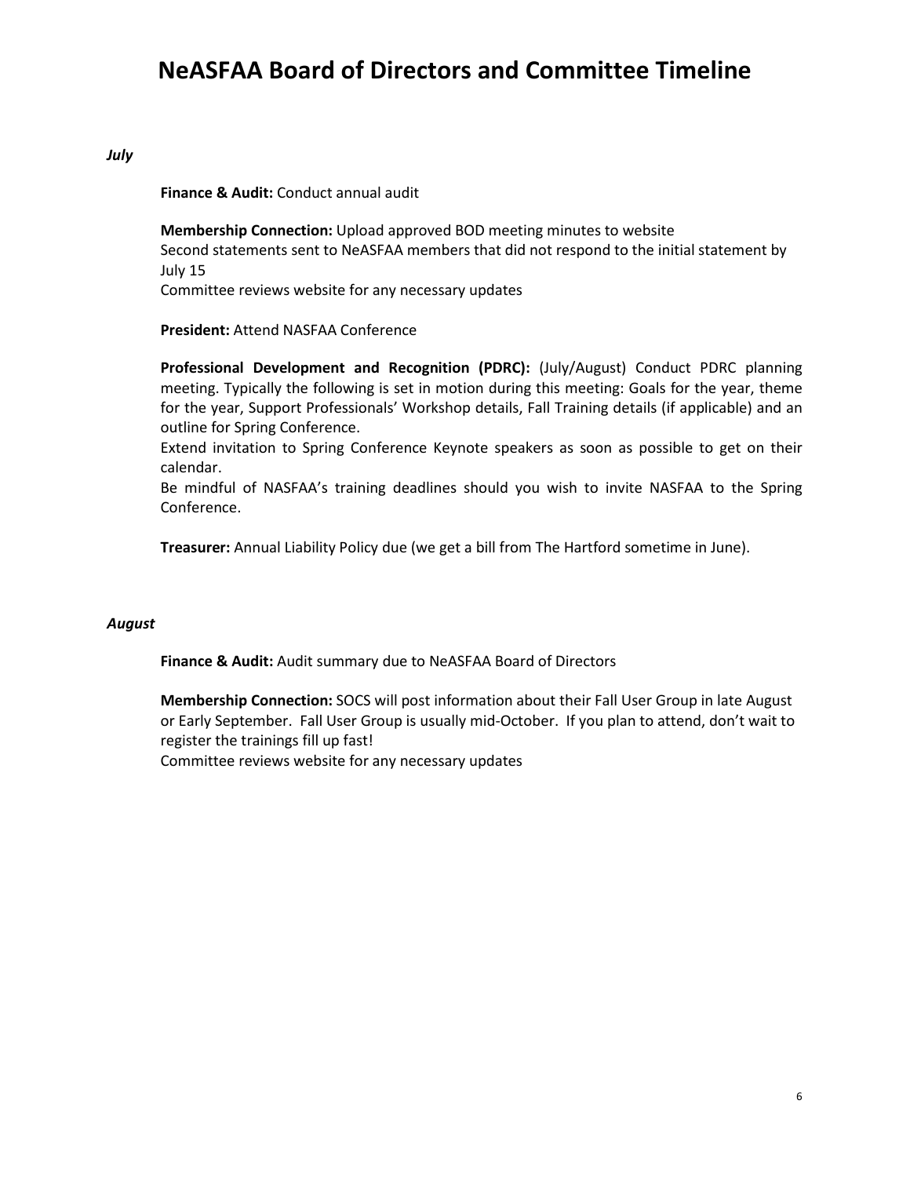# NeASFAA Board of Directors and Committee Timeline

*July*

**Finance & Audit:** Conduct annual audit

**Membership Connection:** Upload approved BOD meeting minutes to website
Second statements sent to NeASFAA members that did not respond to the initial statement by July 15
Committee reviews website for any necessary updates

**President:** Attend NASFAA Conference

**Professional Development and Recognition (PDRC):** (July/August) Conduct PDRC planning meeting. Typically the following is set in motion during this meeting: Goals for the year, theme for the year, Support Professionals' Workshop details, Fall Training details (if applicable) and an outline for Spring Conference.
Extend invitation to Spring Conference Keynote speakers as soon as possible to get on their calendar.
Be mindful of NASFAA's training deadlines should you wish to invite NASFAA to the Spring Conference.

**Treasurer:** Annual Liability Policy due (we get a bill from The Hartford sometime in June).

*August*

**Finance & Audit:** Audit summary due to NeASFAA Board of Directors

**Membership Connection:** SOCS will post information about their Fall User Group in late August or Early September. Fall User Group is usually mid-October. If you plan to attend, don't wait to register the trainings fill up fast!
Committee reviews website for any necessary updates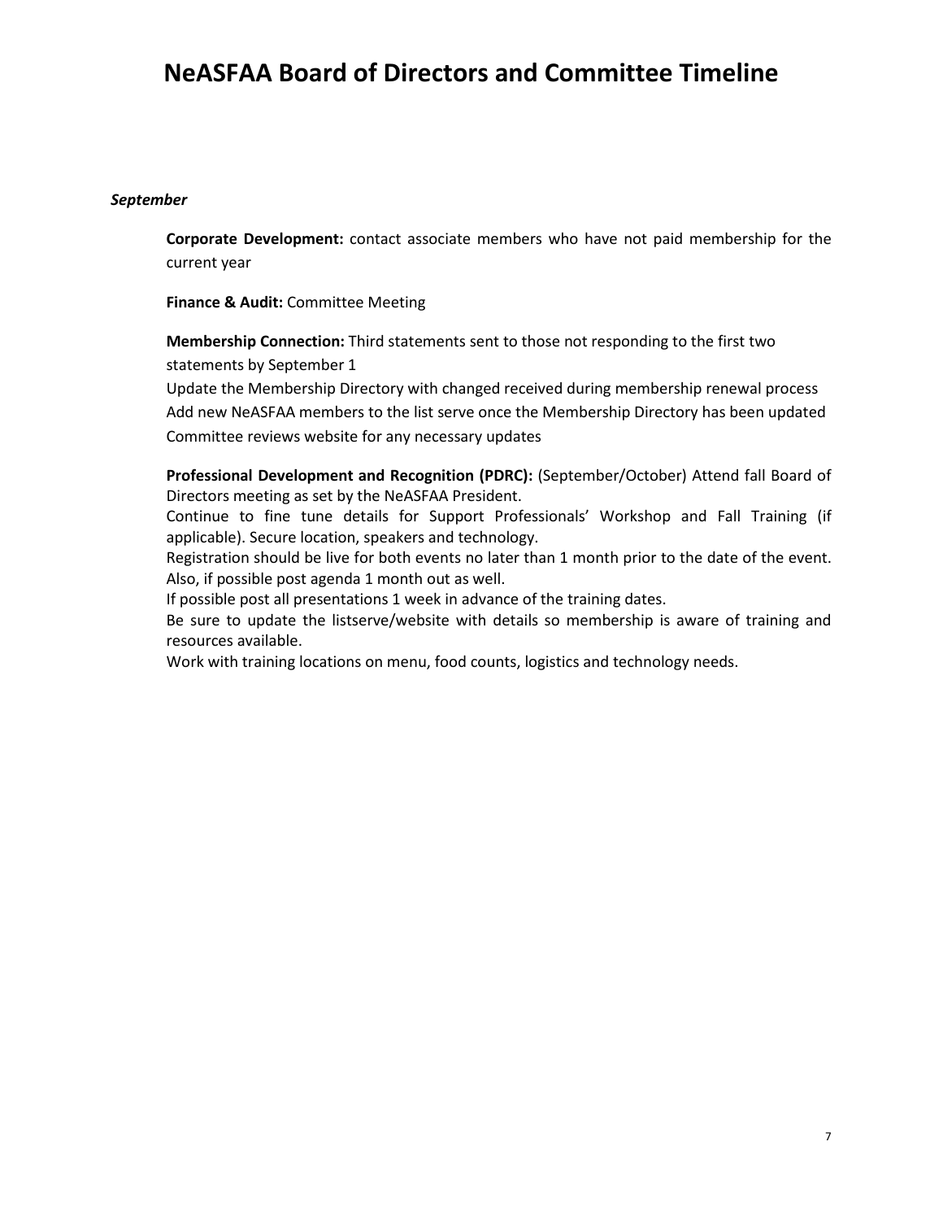# NeASFAA Board of Directors and Committee Timeline

***September***

**Corporate Development:** contact associate members who have not paid membership for the current year

**Finance & Audit:** Committee Meeting

**Membership Connection:** Third statements sent to those not responding to the first two statements by September 1
Update the Membership Directory with changed received during membership renewal process
Add new NeASFAA members to the list serve once the Membership Directory has been updated
Committee reviews website for any necessary updates

**Professional Development and Recognition (PDRC):** (September/October) Attend fall Board of Directors meeting as set by the NeASFAA President.
Continue to fine tune details for Support Professionals' Workshop and Fall Training (if applicable). Secure location, speakers and technology.
Registration should be live for both events no later than 1 month prior to the date of the event. Also, if possible post agenda 1 month out as well.
If possible post all presentations 1 week in advance of the training dates.
Be sure to update the listserve/website with details so membership is aware of training and resources available.
Work with training locations on menu, food counts, logistics and technology needs.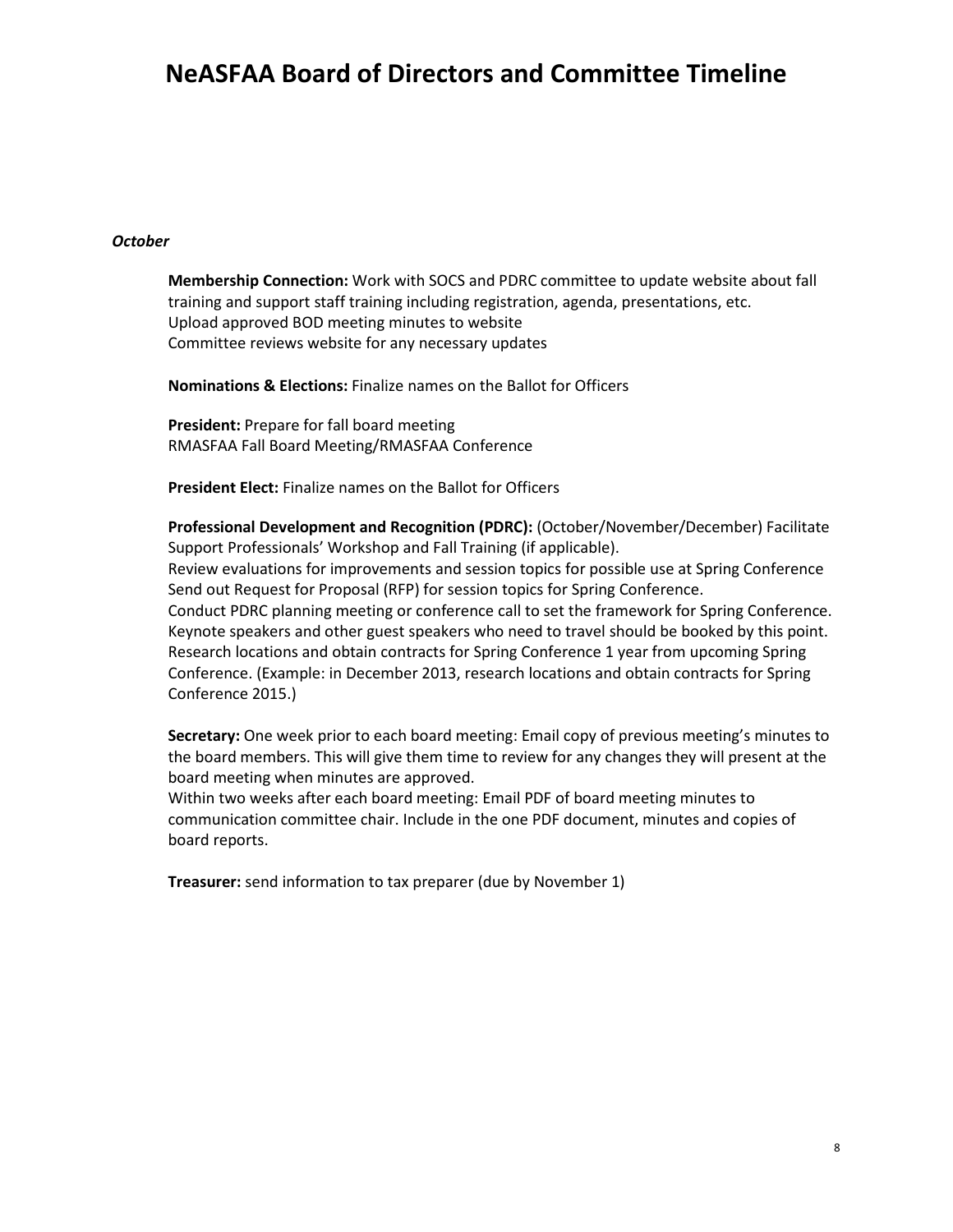# NeASFAA Board of Directors and Committee Timeline

***October***

**Membership Connection:** Work with SOCS and PDRC committee to update website about fall training and support staff training including registration, agenda, presentations, etc.
Upload approved BOD meeting minutes to website
Committee reviews website for any necessary updates

**Nominations & Elections:** Finalize names on the Ballot for Officers

**President:** Prepare for fall board meeting
RMASFAA Fall Board Meeting/RMASFAA Conference

**President Elect:** Finalize names on the Ballot for Officers

**Professional Development and Recognition (PDRC):** (October/November/December) Facilitate Support Professionals' Workshop and Fall Training (if applicable).
Review evaluations for improvements and session topics for possible use at Spring Conference
Send out Request for Proposal (RFP) for session topics for Spring Conference.
Conduct PDRC planning meeting or conference call to set the framework for Spring Conference.
Keynote speakers and other guest speakers who need to travel should be booked by this point.
Research locations and obtain contracts for Spring Conference 1 year from upcoming Spring Conference. (Example: in December 2013, research locations and obtain contracts for Spring Conference 2015.)

**Secretary:** One week prior to each board meeting: Email copy of previous meeting's minutes to the board members. This will give them time to review for any changes they will present at the board meeting when minutes are approved.
Within two weeks after each board meeting: Email PDF of board meeting minutes to communication committee chair. Include in the one PDF document, minutes and copies of board reports.

**Treasurer:** send information to tax preparer (due by November 1)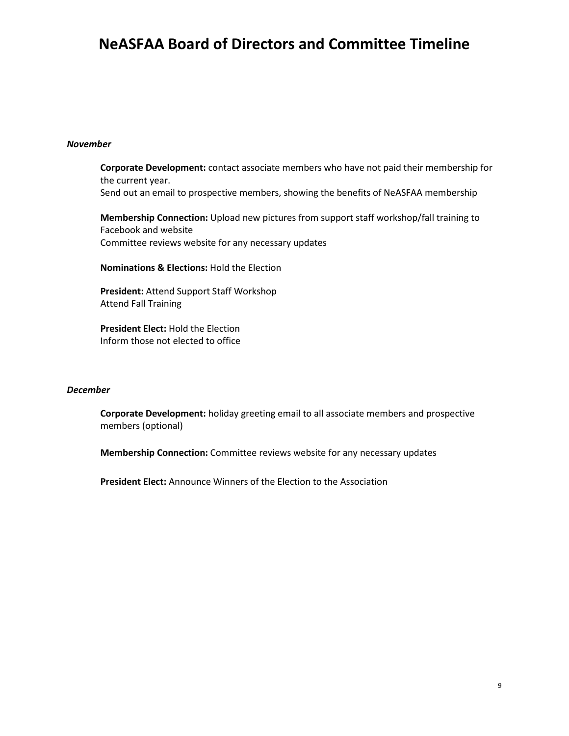# NeASFAA Board of Directors and Committee Timeline

***November***

**Corporate Development:** contact associate members who have not paid their membership for the current year.
Send out an email to prospective members, showing the benefits of NeASFAA membership

**Membership Connection:** Upload new pictures from support staff workshop/fall training to Facebook and website
Committee reviews website for any necessary updates

**Nominations & Elections:** Hold the Election

**President:** Attend Support Staff Workshop
Attend Fall Training

**President Elect:** Hold the Election
Inform those not elected to office

***December***

**Corporate Development:** holiday greeting email to all associate members and prospective members (optional)

**Membership Connection:** Committee reviews website for any necessary updates

**President Elect:** Announce Winners of the Election to the Association